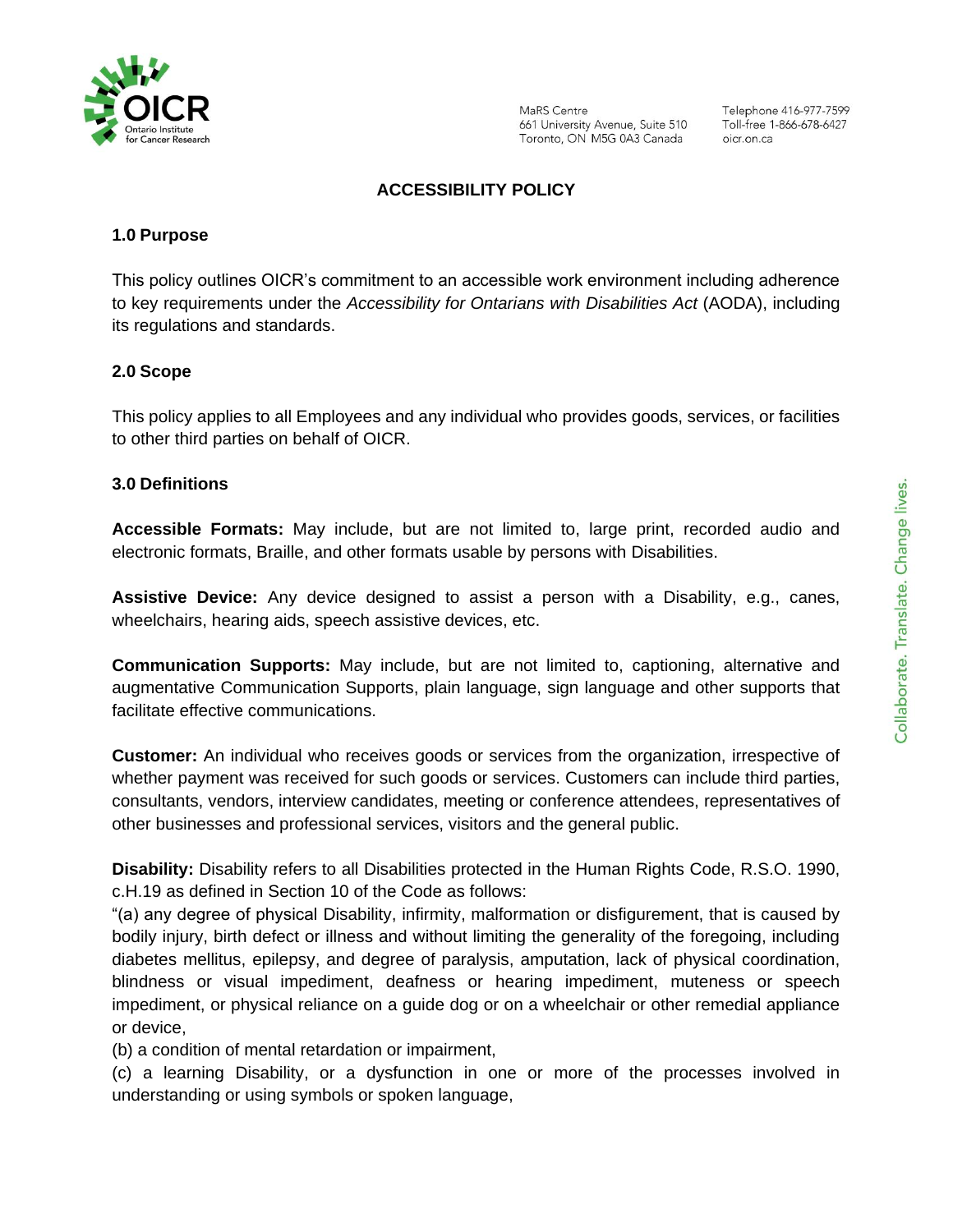# ACCESSIBILITY POLICY

## 1.0 Purpose

This policy outlines OICR's commitment to an accessible work environment including adherence to key requirements under the *Accessibility for Ontarians with Disabilities Act* (AODA), including its regulations and standards.

## 2.0 Scope

This policy applies to all Employees and any individual who provides goods, services, or facilities to other third parties on behalf of OICR.

## 3.0 Definitions

**Accessible Formats:** May include, but are not limited to, large print, recorded audio and electronic formats, Braille, and other formats usable by persons with Disabilities.

**Assistive Device:** Any device designed to assist a person with a Disability, e.g., canes, wheelchairs, hearing aids, speech assistive devices, etc.

**Communication Supports:** May include, but are not limited to, captioning, alternative and augmentative Communication Supports, plain language, sign language and other supports that facilitate effective communications.

**Customer:** An individual who receives goods or services from the organization, irrespective of whether payment was received for such goods or services. Customers can include third parties, consultants, vendors, interview candidates, meeting or conference attendees, representatives of other businesses and professional services, visitors and the general public.

**Disability:** Disability refers to all Disabilities protected in the Human Rights Code, R.S.O. 1990, c.H.19 as defined in Section 10 of the Code as follows:

"(a) any degree of physical Disability, infirmity, malformation or disfigurement, that is caused by bodily injury, birth defect or illness and without limiting the generality of the foregoing, including diabetes mellitus, epilepsy, and degree of paralysis, amputation, lack of physical coordination, blindness or visual impediment, deafness or hearing impediment, muteness or speech impediment, or physical reliance on a guide dog or on a wheelchair or other remedial appliance or device,

(b) a condition of mental retardation or impairment,

(c) a learning Disability, or a dysfunction in one or more of the processes involved in understanding or using symbols or spoken language,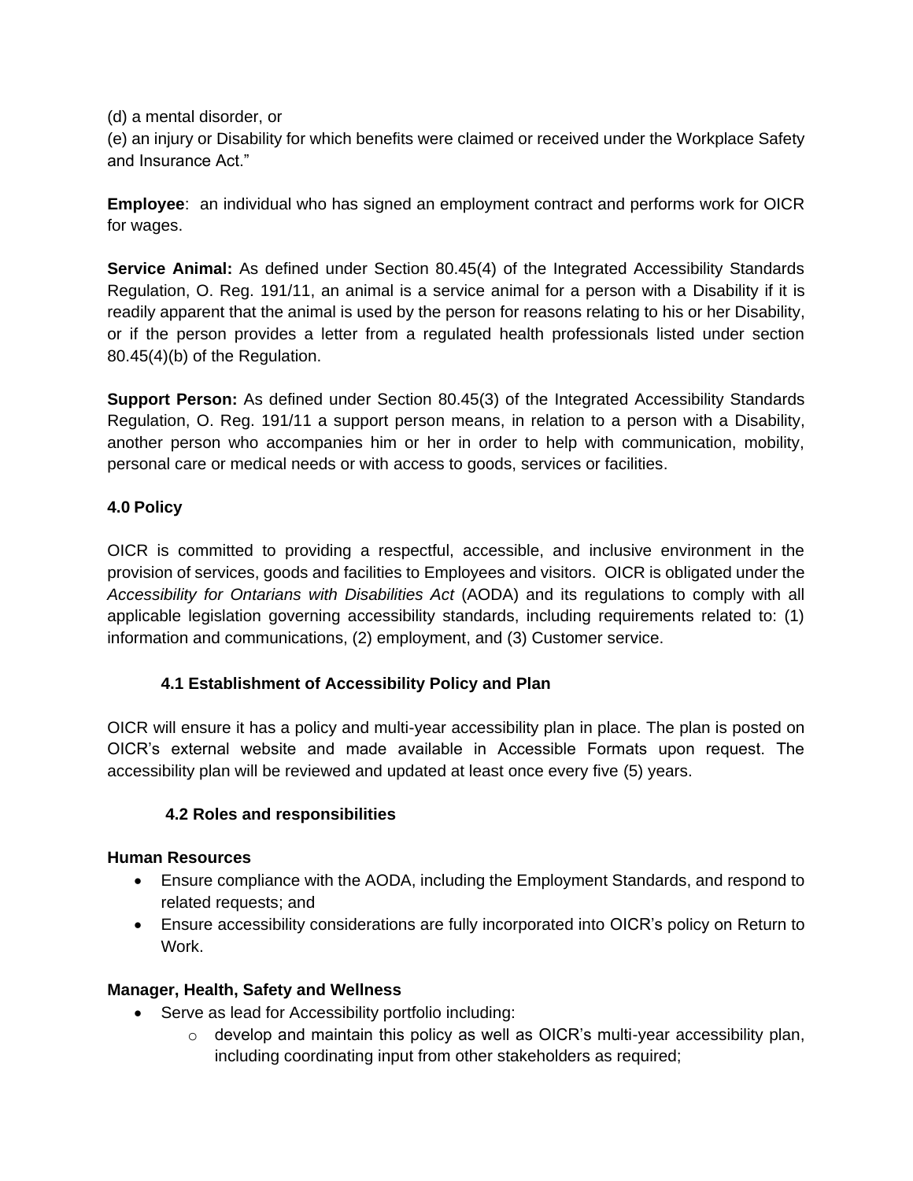(d) a mental disorder, or

(e) an injury or Disability for which benefits were claimed or received under the Workplace Safety and Insurance Act."

**Employee**: an individual who has signed an employment contract and performs work for OICR for wages.

**Service Animal:** As defined under Section 80.45(4) of the Integrated Accessibility Standards Regulation, O. Reg. 191/11, an animal is a service animal for a person with a Disability if it is readily apparent that the animal is used by the person for reasons relating to his or her Disability, or if the person provides a letter from a regulated health professionals listed under section 80.45(4)(b) of the Regulation.

**Support Person:** As defined under Section 80.45(3) of the Integrated Accessibility Standards Regulation, O. Reg. 191/11 a support person means, in relation to a person with a Disability, another person who accompanies him or her in order to help with communication, mobility, personal care or medical needs or with access to goods, services or facilities.

## 4.0 Policy

OICR is committed to providing a respectful, accessible, and inclusive environment in the provision of services, goods and facilities to Employees and visitors. OICR is obligated under the *Accessibility for Ontarians with Disabilities Act* (AODA) and its regulations to comply with all applicable legislation governing accessibility standards, including requirements related to: (1) information and communications, (2) employment, and (3) Customer service.

### 4.1 Establishment of Accessibility Policy and Plan

OICR will ensure it has a policy and multi-year accessibility plan in place. The plan is posted on OICR's external website and made available in Accessible Formats upon request. The accessibility plan will be reviewed and updated at least once every five (5) years.

### 4.2 Roles and responsibilities

**Human Resources**

- Ensure compliance with the AODA, including the Employment Standards, and respond to related requests; and
- Ensure accessibility considerations are fully incorporated into OICR's policy on Return to Work.

**Manager, Health, Safety and Wellness**

- Serve as lead for Accessibility portfolio including:
  - develop and maintain this policy as well as OICR's multi-year accessibility plan, including coordinating input from other stakeholders as required;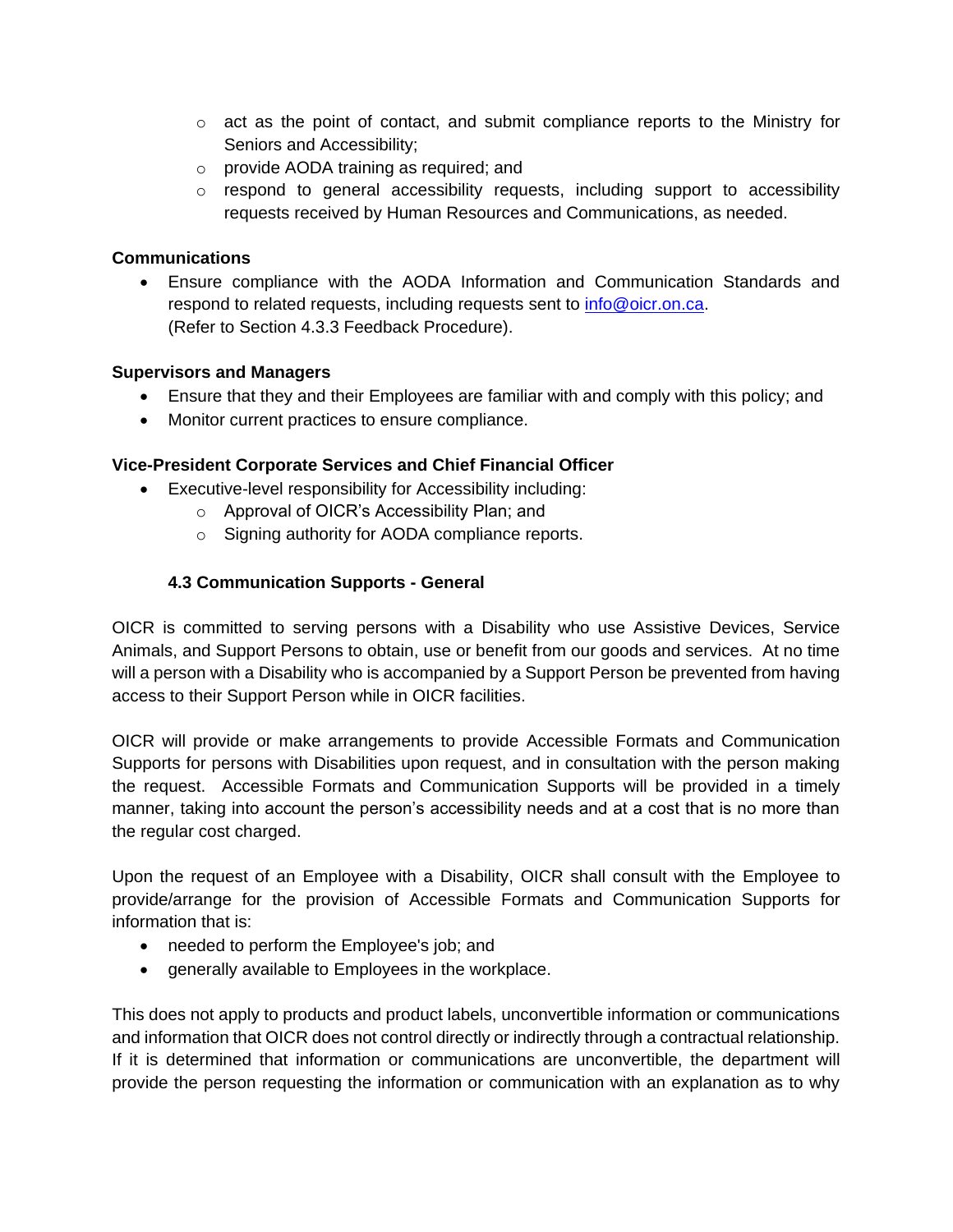- act as the point of contact, and submit compliance reports to the Ministry for Seniors and Accessibility;
  - provide AODA training as required; and
  - respond to general accessibility requests, including support to accessibility requests received by Human Resources and Communications, as needed.

**Communications**

- Ensure compliance with the AODA Information and Communication Standards and respond to related requests, including requests sent to [info@oicr.on.ca](mailto:info@oicr.on.ca).
  (Refer to Section 4.3.3 Feedback Procedure).

**Supervisors and Managers**

- Ensure that they and their Employees are familiar with and comply with this policy; and
- Monitor current practices to ensure compliance.

**Vice-President Corporate Services and Chief Financial Officer**

- Executive-level responsibility for Accessibility including:
  - Approval of OICR's Accessibility Plan; and
  - Signing authority for AODA compliance reports.

### 4.3 Communication Supports - General

OICR is committed to serving persons with a Disability who use Assistive Devices, Service Animals, and Support Persons to obtain, use or benefit from our goods and services. At no time will a person with a Disability who is accompanied by a Support Person be prevented from having access to their Support Person while in OICR facilities.

OICR will provide or make arrangements to provide Accessible Formats and Communication Supports for persons with Disabilities upon request, and in consultation with the person making the request. Accessible Formats and Communication Supports will be provided in a timely manner, taking into account the person's accessibility needs and at a cost that is no more than the regular cost charged.

Upon the request of an Employee with a Disability, OICR shall consult with the Employee to provide/arrange for the provision of Accessible Formats and Communication Supports for information that is:

- needed to perform the Employee's job; and
- generally available to Employees in the workplace.

This does not apply to products and product labels, unconvertible information or communications and information that OICR does not control directly or indirectly through a contractual relationship. If it is determined that information or communications are unconvertible, the department will provide the person requesting the information or communication with an explanation as to why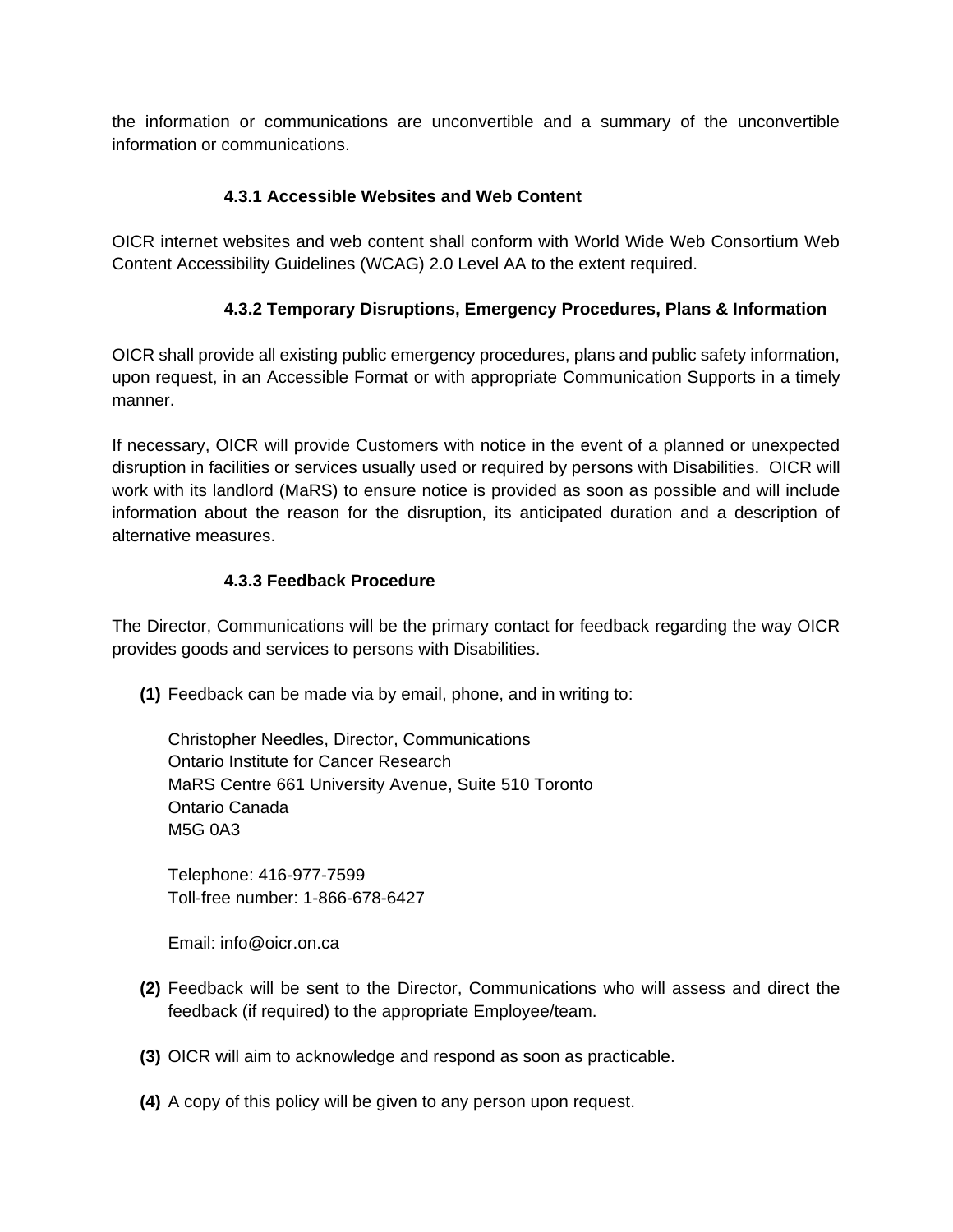the information or communications are unconvertible and a summary of the unconvertible information or communications.

### 4.3.1 Accessible Websites and Web Content

OICR internet websites and web content shall conform with World Wide Web Consortium Web Content Accessibility Guidelines (WCAG) 2.0 Level AA to the extent required.

### 4.3.2 Temporary Disruptions, Emergency Procedures, Plans & Information

OICR shall provide all existing public emergency procedures, plans and public safety information, upon request, in an Accessible Format or with appropriate Communication Supports in a timely manner.

If necessary, OICR will provide Customers with notice in the event of a planned or unexpected disruption in facilities or services usually used or required by persons with Disabilities. OICR will work with its landlord (MaRS) to ensure notice is provided as soon as possible and will include information about the reason for the disruption, its anticipated duration and a description of alternative measures.

### 4.3.3 Feedback Procedure

The Director, Communications will be the primary contact for feedback regarding the way OICR provides goods and services to persons with Disabilities.

**(1)** Feedback can be made via by email, phone, and in writing to:

Christopher Needles, Director, Communications
Ontario Institute for Cancer Research
MaRS Centre 661 University Avenue, Suite 510 Toronto
Ontario Canada
M5G 0A3

Telephone: 416-977-7599
Toll-free number: 1-866-678-6427

Email: info@oicr.on.ca

**(2)** Feedback will be sent to the Director, Communications who will assess and direct the feedback (if required) to the appropriate Employee/team.

**(3)** OICR will aim to acknowledge and respond as soon as practicable.

**(4)** A copy of this policy will be given to any person upon request.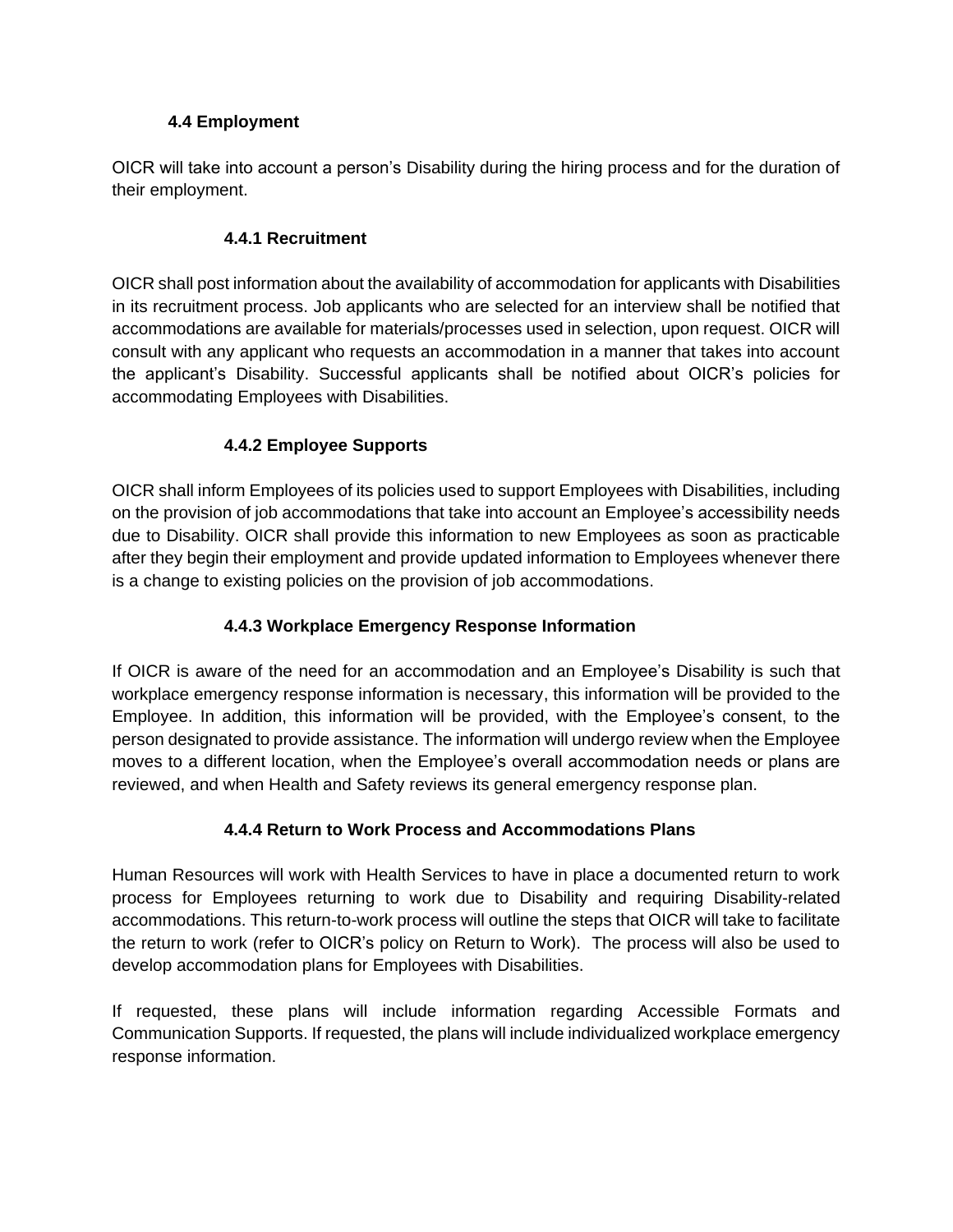### 4.4 Employment

OICR will take into account a person's Disability during the hiring process and for the duration of their employment.

#### 4.4.1 Recruitment

OICR shall post information about the availability of accommodation for applicants with Disabilities in its recruitment process. Job applicants who are selected for an interview shall be notified that accommodations are available for materials/processes used in selection, upon request. OICR will consult with any applicant who requests an accommodation in a manner that takes into account the applicant's Disability. Successful applicants shall be notified about OICR's policies for accommodating Employees with Disabilities.

#### 4.4.2 Employee Supports

OICR shall inform Employees of its policies used to support Employees with Disabilities, including on the provision of job accommodations that take into account an Employee's accessibility needs due to Disability. OICR shall provide this information to new Employees as soon as practicable after they begin their employment and provide updated information to Employees whenever there is a change to existing policies on the provision of job accommodations.

#### 4.4.3 Workplace Emergency Response Information

If OICR is aware of the need for an accommodation and an Employee's Disability is such that workplace emergency response information is necessary, this information will be provided to the Employee. In addition, this information will be provided, with the Employee's consent, to the person designated to provide assistance. The information will undergo review when the Employee moves to a different location, when the Employee's overall accommodation needs or plans are reviewed, and when Health and Safety reviews its general emergency response plan.

#### 4.4.4 Return to Work Process and Accommodations Plans

Human Resources will work with Health Services to have in place a documented return to work process for Employees returning to work due to Disability and requiring Disability-related accommodations. This return-to-work process will outline the steps that OICR will take to facilitate the return to work (refer to OICR's policy on Return to Work). The process will also be used to develop accommodation plans for Employees with Disabilities.

If requested, these plans will include information regarding Accessible Formats and Communication Supports. If requested, the plans will include individualized workplace emergency response information.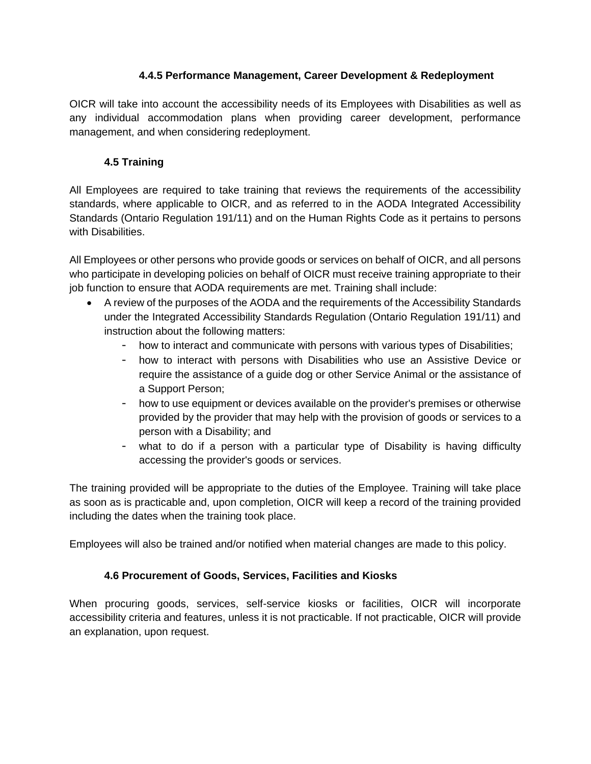#### 4.4.5 Performance Management, Career Development & Redeployment

OICR will take into account the accessibility needs of its Employees with Disabilities as well as any individual accommodation plans when providing career development, performance management, and when considering redeployment.

### 4.5 Training

All Employees are required to take training that reviews the requirements of the accessibility standards, where applicable to OICR, and as referred to in the AODA Integrated Accessibility Standards (Ontario Regulation 191/11) and on the Human Rights Code as it pertains to persons with Disabilities.

All Employees or other persons who provide goods or services on behalf of OICR, and all persons who participate in developing policies on behalf of OICR must receive training appropriate to their job function to ensure that AODA requirements are met. Training shall include:

- A review of the purposes of the AODA and the requirements of the Accessibility Standards under the Integrated Accessibility Standards Regulation (Ontario Regulation 191/11) and instruction about the following matters:
  - how to interact and communicate with persons with various types of Disabilities;
  - how to interact with persons with Disabilities who use an Assistive Device or require the assistance of a guide dog or other Service Animal or the assistance of a Support Person;
  - how to use equipment or devices available on the provider's premises or otherwise provided by the provider that may help with the provision of goods or services to a person with a Disability; and
  - what to do if a person with a particular type of Disability is having difficulty accessing the provider's goods or services.

The training provided will be appropriate to the duties of the Employee. Training will take place as soon as is practicable and, upon completion, OICR will keep a record of the training provided including the dates when the training took place.

Employees will also be trained and/or notified when material changes are made to this policy.

### 4.6 Procurement of Goods, Services, Facilities and Kiosks

When procuring goods, services, self-service kiosks or facilities, OICR will incorporate accessibility criteria and features, unless it is not practicable. If not practicable, OICR will provide an explanation, upon request.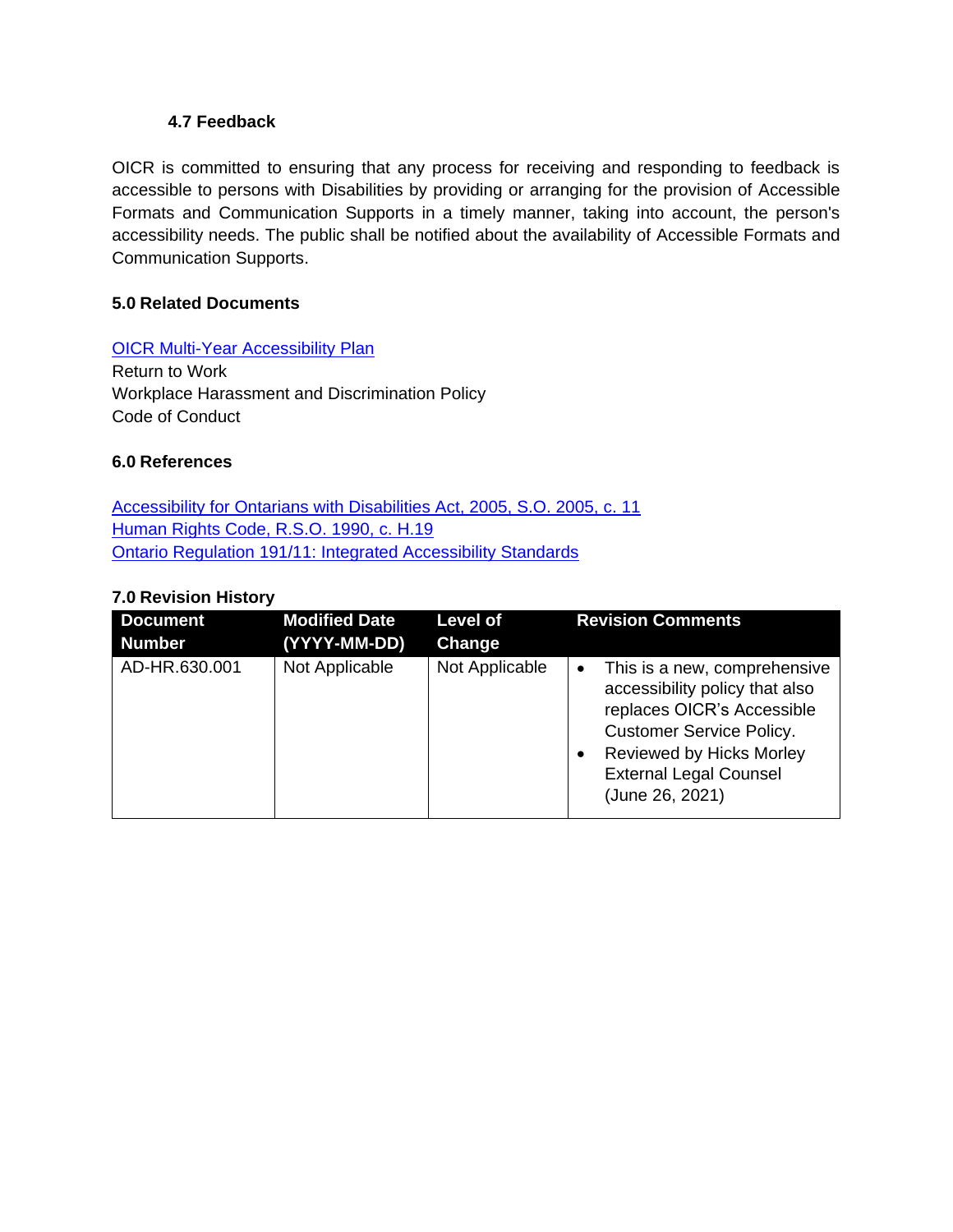### 4.7 Feedback

OICR is committed to ensuring that any process for receiving and responding to feedback is accessible to persons with Disabilities by providing or arranging for the provision of Accessible Formats and Communication Supports in a timely manner, taking into account, the person's accessibility needs. The public shall be notified about the availability of Accessible Formats and Communication Supports.

## 5.0 Related Documents

OICR Multi-Year Accessibility Plan
Return to Work
Workplace Harassment and Discrimination Policy
Code of Conduct

## 6.0 References

Accessibility for Ontarians with Disabilities Act, 2005, S.O. 2005, c. 11
Human Rights Code, R.S.O. 1990, c. H.19
Ontario Regulation 191/11: Integrated Accessibility Standards

## 7.0 Revision History

| Document Number | Modified Date (YYYY-MM-DD) | Level of Change | Revision Comments |
|---|---|---|---|
| AD-HR.630.001 | Not Applicable | Not Applicable | • This is a new, comprehensive accessibility policy that also replaces OICR's Accessible Customer Service Policy.<br>• Reviewed by Hicks Morley External Legal Counsel (June 26, 2021) |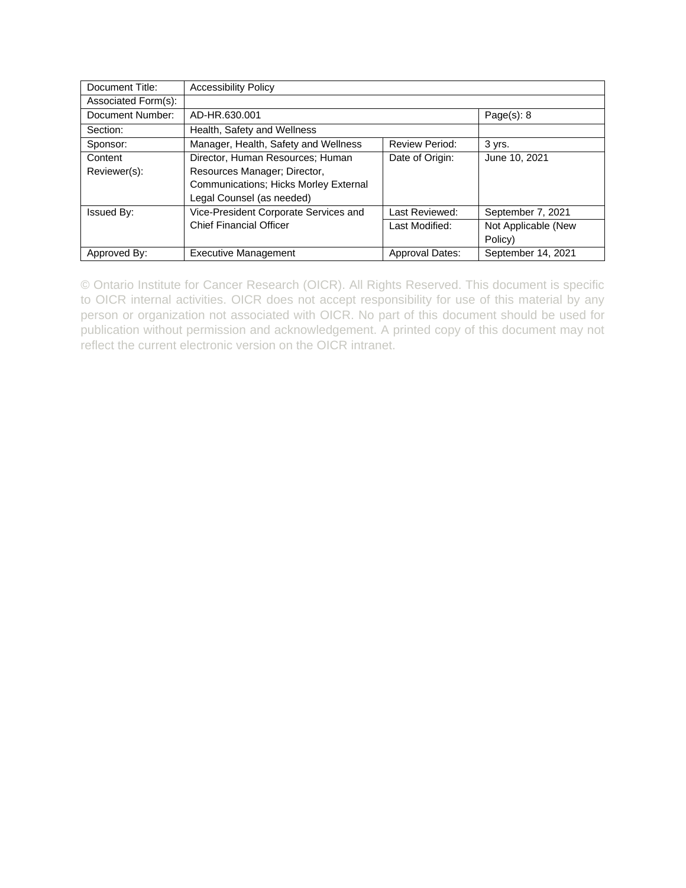| | | | |
|---|---|---|---|
| Document Title: | Accessibility Policy | | |
| Associated Form(s): | | | |
| Document Number: | AD-HR.630.001 | | Page(s): 8 |
| Section: | Health, Safety and Wellness | | |
| Sponsor: | Manager, Health, Safety and Wellness | Review Period: | 3 yrs. |
| Content Reviewer(s): | Director, Human Resources; Human Resources Manager; Director, Communications; Hicks Morley External Legal Counsel (as needed) | Date of Origin: | June 10, 2021 |
| Issued By: | Vice-President Corporate Services and Chief Financial Officer | Last Reviewed: | September 7, 2021 |
| | | Last Modified: | Not Applicable (New Policy) |
| Approved By: | Executive Management | Approval Dates: | September 14, 2021 |

© Ontario Institute for Cancer Research (OICR). All Rights Reserved. This document is specific to OICR internal activities. OICR does not accept responsibility for use of this material by any person or organization not associated with OICR. No part of this document should be used for publication without permission and acknowledgement. A printed copy of this document may not reflect the current electronic version on the OICR intranet.